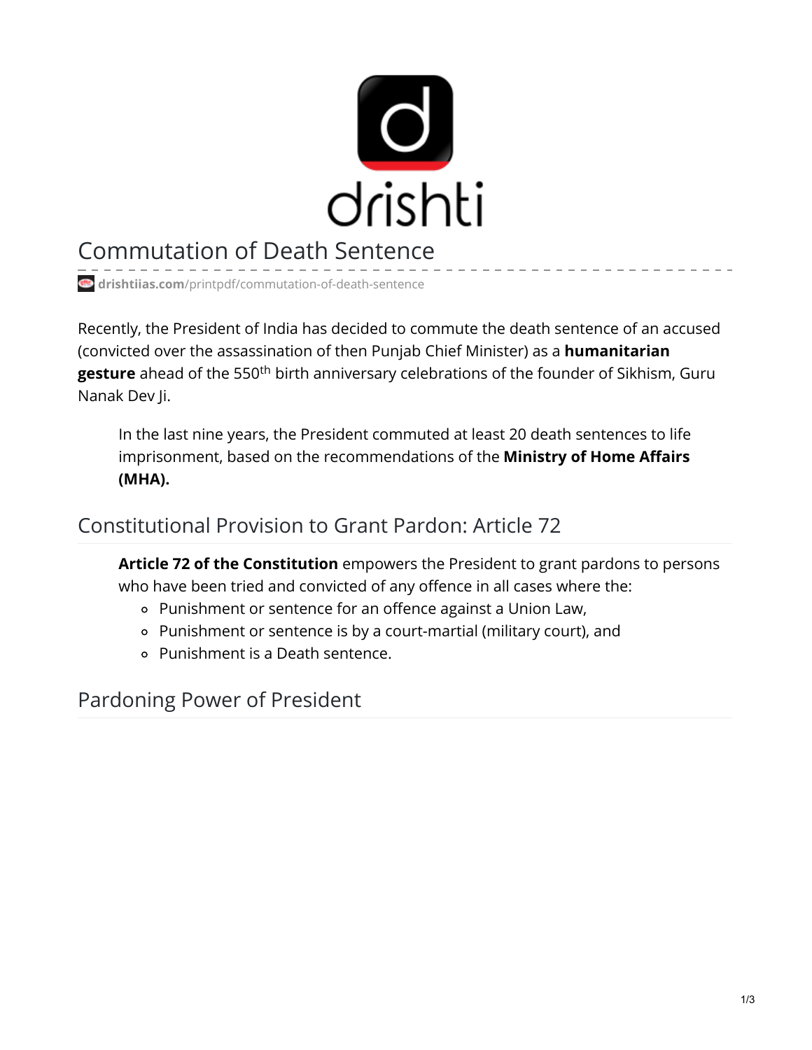# Commutation of Death Sentence

drishtiias.com/printpdf/commutation-of-death-sentence

Recently, the President of India has decided to commute the death sentence of an accused (convicted over the assassination of then Punjab Chief Minister) as a **humanitarian gesture** ahead of the 550th birth anniversary celebrations of the founder of Sikhism, Guru Nanak Dev Ji.

- In the last nine years, the President commuted at least 20 death sentences to life imprisonment, based on the recommendations of the **Ministry of Home Affairs (MHA).**

## Constitutional Provision to Grant Pardon: Article 72

- **Article 72 of the Constitution** empowers the President to grant pardons to persons who have been tried and convicted of any offence in all cases where the:
  - Punishment or sentence for an offence against a Union Law,
  - Punishment or sentence is by a court-martial (military court), and
  - Punishment is a Death sentence.

## Pardoning Power of President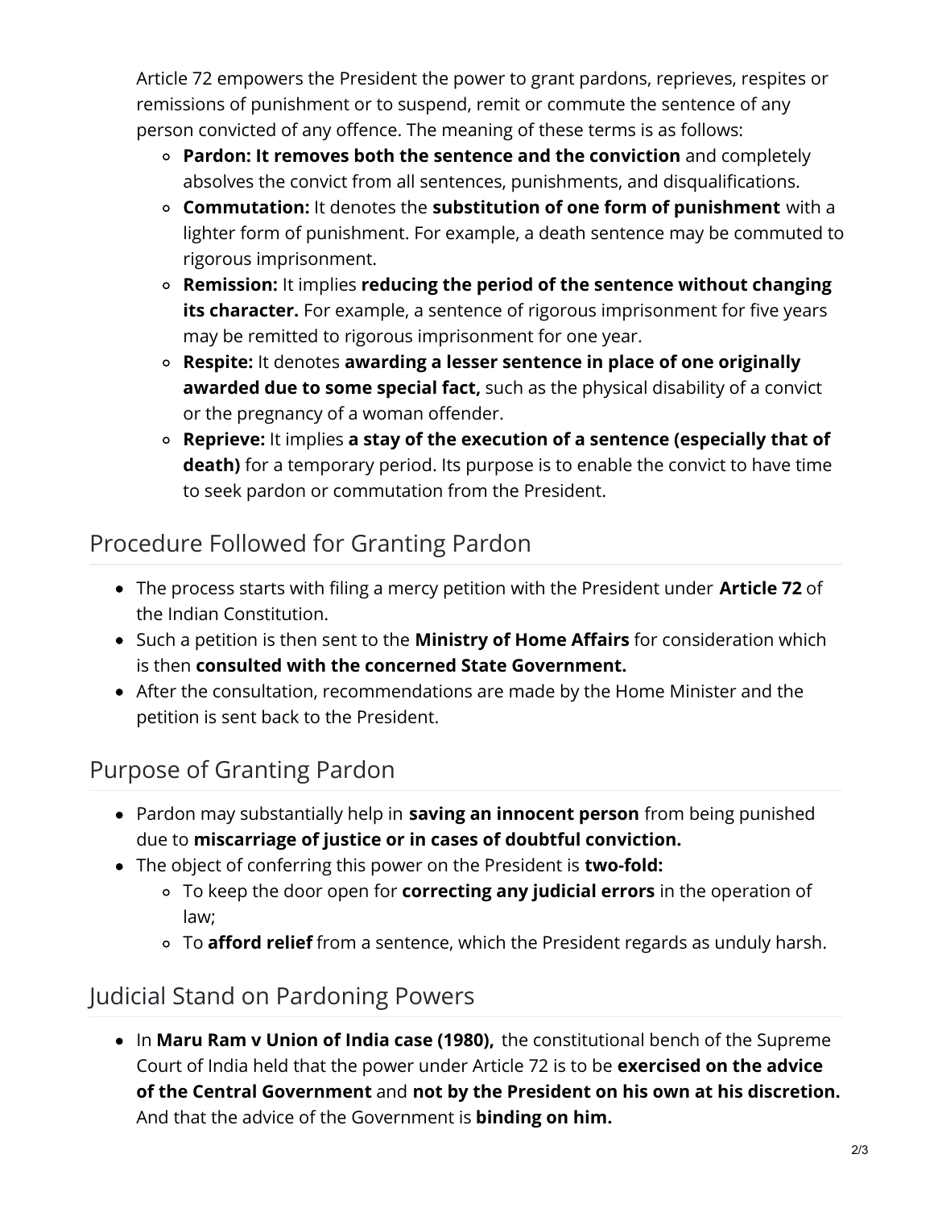Article 72 empowers the President the power to grant pardons, reprieves, respites or remissions of punishment or to suspend, remit or commute the sentence of any person convicted of any offence. The meaning of these terms is as follows:

- **Pardon: It removes both the sentence and the conviction** and completely absolves the convict from all sentences, punishments, and disqualifications.
- **Commutation:** It denotes the **substitution of one form of punishment** with a lighter form of punishment. For example, a death sentence may be commuted to rigorous imprisonment.
- **Remission:** It implies **reducing the period of the sentence without changing its character.** For example, a sentence of rigorous imprisonment for five years may be remitted to rigorous imprisonment for one year.
- **Respite:** It denotes **awarding a lesser sentence in place of one originally awarded due to some special fact,** such as the physical disability of a convict or the pregnancy of a woman offender.
- **Reprieve:** It implies **a stay of the execution of a sentence (especially that of death)** for a temporary period. Its purpose is to enable the convict to have time to seek pardon or commutation from the President.

## Procedure Followed for Granting Pardon

- The process starts with filing a mercy petition with the President under **Article 72** of the Indian Constitution.
- Such a petition is then sent to the **Ministry of Home Affairs** for consideration which is then **consulted with the concerned State Government.**
- After the consultation, recommendations are made by the Home Minister and the petition is sent back to the President.

## Purpose of Granting Pardon

- Pardon may substantially help in **saving an innocent person** from being punished due to **miscarriage of justice or in cases of doubtful conviction.**
- The object of conferring this power on the President is **two-fold:**
  - To keep the door open for **correcting any judicial errors** in the operation of law;
  - To **afford relief** from a sentence, which the President regards as unduly harsh.

## Judicial Stand on Pardoning Powers

- In **Maru Ram v Union of India case (1980),** the constitutional bench of the Supreme Court of India held that the power under Article 72 is to be **exercised on the advice of the Central Government** and **not by the President on his own at his discretion.** And that the advice of the Government is **binding on him.**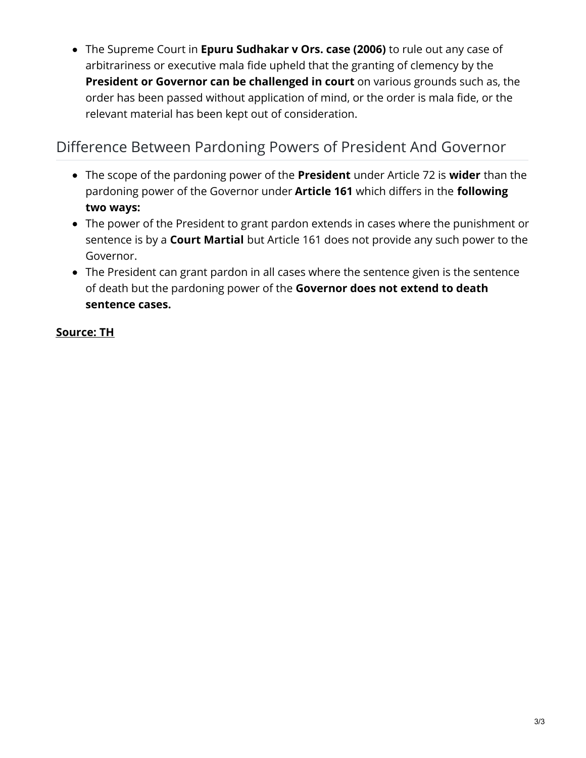- The Supreme Court in **Epuru Sudhakar v Ors. case (2006)** to rule out any case of arbitrariness or executive mala fide upheld that the granting of clemency by the **President or Governor can be challenged in court** on various grounds such as, the order has been passed without application of mind, or the order is mala fide, or the relevant material has been kept out of consideration.

## Difference Between Pardoning Powers of President And Governor

- The scope of the pardoning power of the **President** under Article 72 is **wider** than the pardoning power of the Governor under **Article 161** which differs in the **following two ways:**
- The power of the President to grant pardon extends in cases where the punishment or sentence is by a **Court Martial** but Article 161 does not provide any such power to the Governor.
- The President can grant pardon in all cases where the sentence given is the sentence of death but the pardoning power of the **Governor does not extend to death sentence cases.**

**Source: TH**